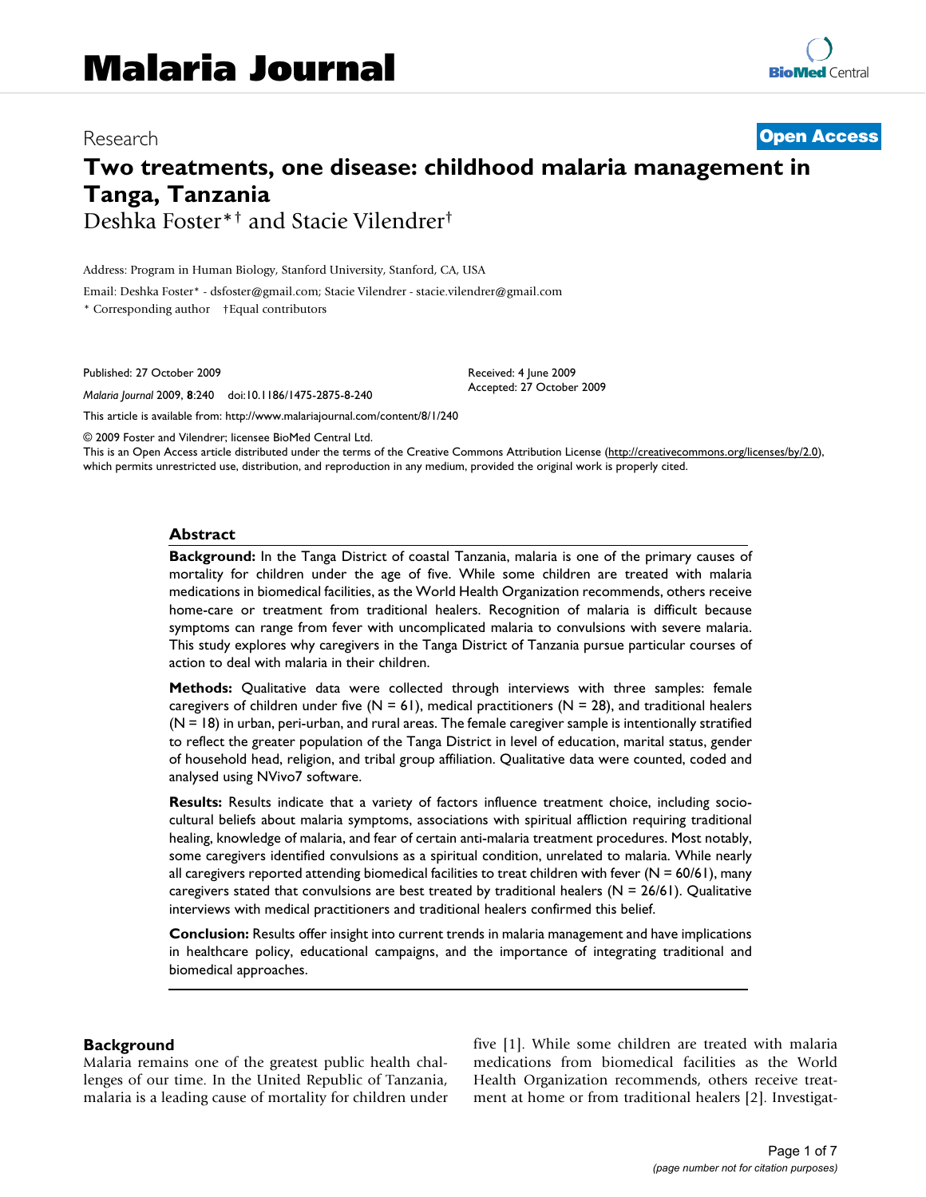# Malaria Journal

Research

**Open Access**

# Two treatments, one disease: childhood malaria management in Tanga, Tanzania

Deshka Foster*† and Stacie Vilendrer†

Address: Program in Human Biology, Stanford University, Stanford, CA, USA

Email: Deshka Foster* - dsfoster@gmail.com; Stacie Vilendrer - stacie.vilendrer@gmail.com

\* Corresponding author †Equal contributors

Published: 27 October 2009

*Malaria Journal* 2009, **8**:240 doi:10.1186/1475-2875-8-240

Received: 4 June 2009
Accepted: 27 October 2009

This article is available from: http://www.malariajournal.com/content/8/1/240

© 2009 Foster and Vilendrer; licensee BioMed Central Ltd.

This is an Open Access article distributed under the terms of the Creative Commons Attribution License (http://creativecommons.org/licenses/by/2.0), which permits unrestricted use, distribution, and reproduction in any medium, provided the original work is properly cited.

## Abstract

**Background:** In the Tanga District of coastal Tanzania, malaria is one of the primary causes of mortality for children under the age of five. While some children are treated with malaria medications in biomedical facilities, as the World Health Organization recommends, others receive home-care or treatment from traditional healers. Recognition of malaria is difficult because symptoms can range from fever with uncomplicated malaria to convulsions with severe malaria. This study explores why caregivers in the Tanga District of Tanzania pursue particular courses of action to deal with malaria in their children.

**Methods:** Qualitative data were collected through interviews with three samples: female caregivers of children under five (N = 61), medical practitioners (N = 28), and traditional healers (N = 18) in urban, peri-urban, and rural areas. The female caregiver sample is intentionally stratified to reflect the greater population of the Tanga District in level of education, marital status, gender of household head, religion, and tribal group affiliation. Qualitative data were counted, coded and analysed using NVivo7 software.

**Results:** Results indicate that a variety of factors influence treatment choice, including socio-cultural beliefs about malaria symptoms, associations with spiritual affliction requiring traditional healing, knowledge of malaria, and fear of certain anti-malaria treatment procedures. Most notably, some caregivers identified convulsions as a spiritual condition, unrelated to malaria. While nearly all caregivers reported attending biomedical facilities to treat children with fever (N = 60/61), many caregivers stated that convulsions are best treated by traditional healers (N = 26/61). Qualitative interviews with medical practitioners and traditional healers confirmed this belief.

**Conclusion:** Results offer insight into current trends in malaria management and have implications in healthcare policy, educational campaigns, and the importance of integrating traditional and biomedical approaches.

## Background

Malaria remains one of the greatest public health challenges of our time. In the United Republic of Tanzania, malaria is a leading cause of mortality for children under five [1]. While some children are treated with malaria medications from biomedical facilities as the World Health Organization recommends, others receive treatment at home or from traditional healers [2]. Investigat-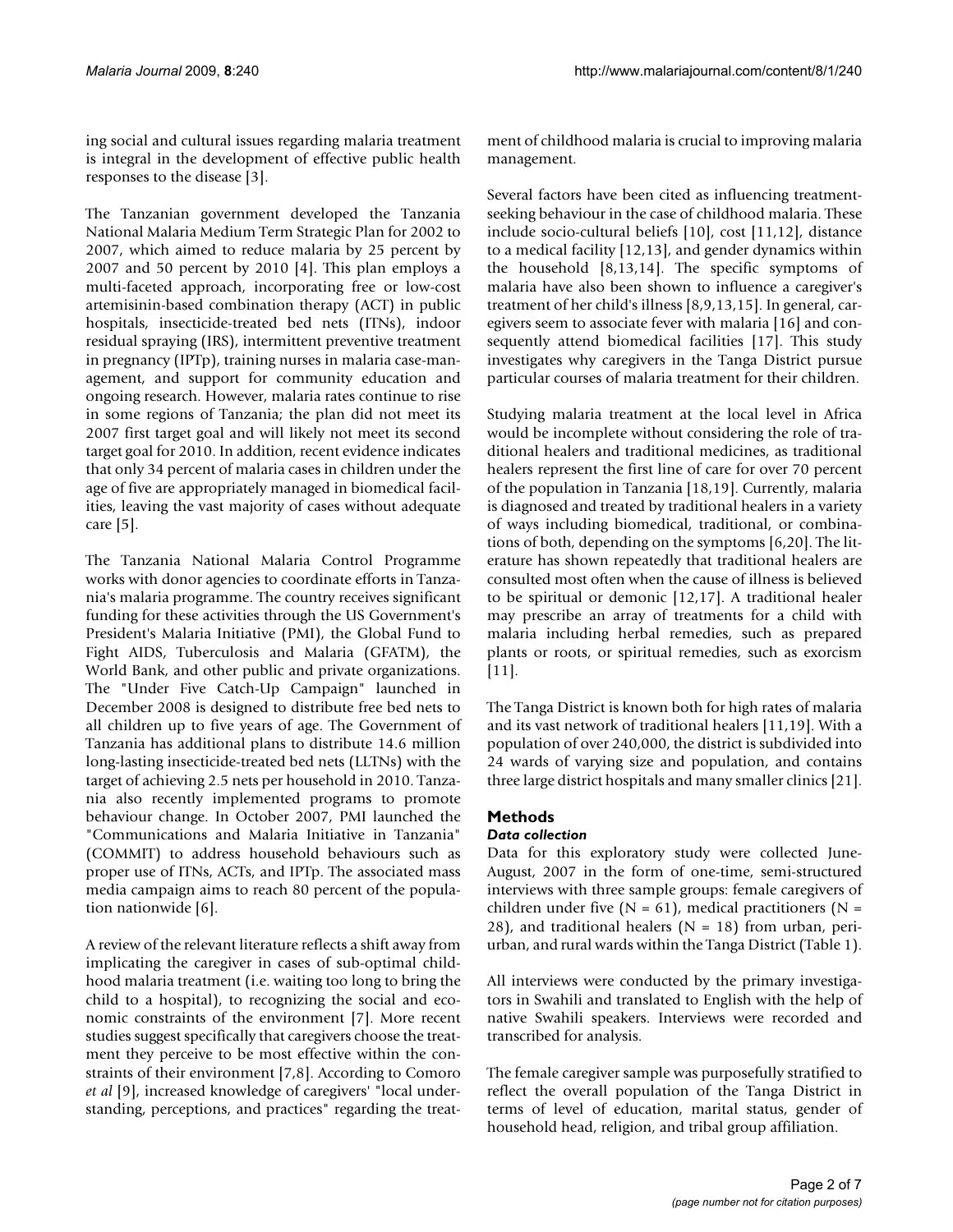ing social and cultural issues regarding malaria treatment is integral in the development of effective public health responses to the disease [3].

The Tanzanian government developed the Tanzania National Malaria Medium Term Strategic Plan for 2002 to 2007, which aimed to reduce malaria by 25 percent by 2007 and 50 percent by 2010 [4]. This plan employs a multi-faceted approach, incorporating free or low-cost artemisinin-based combination therapy (ACT) in public hospitals, insecticide-treated bed nets (ITNs), indoor residual spraying (IRS), intermittent preventive treatment in pregnancy (IPTp), training nurses in malaria case-management, and support for community education and ongoing research. However, malaria rates continue to rise in some regions of Tanzania; the plan did not meet its 2007 first target goal and will likely not meet its second target goal for 2010. In addition, recent evidence indicates that only 34 percent of malaria cases in children under the age of five are appropriately managed in biomedical facilities, leaving the vast majority of cases without adequate care [5].

The Tanzania National Malaria Control Programme works with donor agencies to coordinate efforts in Tanzania's malaria programme. The country receives significant funding for these activities through the US Government's President's Malaria Initiative (PMI), the Global Fund to Fight AIDS, Tuberculosis and Malaria (GFATM), the World Bank, and other public and private organizations. The "Under Five Catch-Up Campaign" launched in December 2008 is designed to distribute free bed nets to all children up to five years of age. The Government of Tanzania has additional plans to distribute 14.6 million long-lasting insecticide-treated bed nets (LLTNs) with the target of achieving 2.5 nets per household in 2010. Tanzania also recently implemented programs to promote behaviour change. In October 2007, PMI launched the "Communications and Malaria Initiative in Tanzania" (COMMIT) to address household behaviours such as proper use of ITNs, ACTs, and IPTp. The associated mass media campaign aims to reach 80 percent of the population nationwide [6].

A review of the relevant literature reflects a shift away from implicating the caregiver in cases of sub-optimal childhood malaria treatment (i.e. waiting too long to bring the child to a hospital), to recognizing the social and economic constraints of the environment [7]. More recent studies suggest specifically that caregivers choose the treatment they perceive to be most effective within the constraints of their environment [7,8]. According to Comoro *et al* [9], increased knowledge of caregivers' "local understanding, perceptions, and practices" regarding the treatment of childhood malaria is crucial to improving malaria management.

Several factors have been cited as influencing treatment-seeking behaviour in the case of childhood malaria. These include socio-cultural beliefs [10], cost [11,12], distance to a medical facility [12,13], and gender dynamics within the household [8,13,14]. The specific symptoms of malaria have also been shown to influence a caregiver's treatment of her child's illness [8,9,13,15]. In general, caregivers seem to associate fever with malaria [16] and consequently attend biomedical facilities [17]. This study investigates why caregivers in the Tanga District pursue particular courses of malaria treatment for their children.

Studying malaria treatment at the local level in Africa would be incomplete without considering the role of traditional healers and traditional medicines, as traditional healers represent the first line of care for over 70 percent of the population in Tanzania [18,19]. Currently, malaria is diagnosed and treated by traditional healers in a variety of ways including biomedical, traditional, or combinations of both, depending on the symptoms [6,20]. The literature has shown repeatedly that traditional healers are consulted most often when the cause of illness is believed to be spiritual or demonic [12,17]. A traditional healer may prescribe an array of treatments for a child with malaria including herbal remedies, such as prepared plants or roots, or spiritual remedies, such as exorcism [11].

The Tanga District is known both for high rates of malaria and its vast network of traditional healers [11,19]. With a population of over 240,000, the district is subdivided into 24 wards of varying size and population, and contains three large district hospitals and many smaller clinics [21].

## Methods

### *Data collection*

Data for this exploratory study were collected June-August, 2007 in the form of one-time, semi-structured interviews with three sample groups: female caregivers of children under five (N = 61), medical practitioners (N = 28), and traditional healers (N = 18) from urban, peri-urban, and rural wards within the Tanga District (Table 1).

All interviews were conducted by the primary investigators in Swahili and translated to English with the help of native Swahili speakers. Interviews were recorded and transcribed for analysis.

The female caregiver sample was purposefully stratified to reflect the overall population of the Tanga District in terms of level of education, marital status, gender of household head, religion, and tribal group affiliation.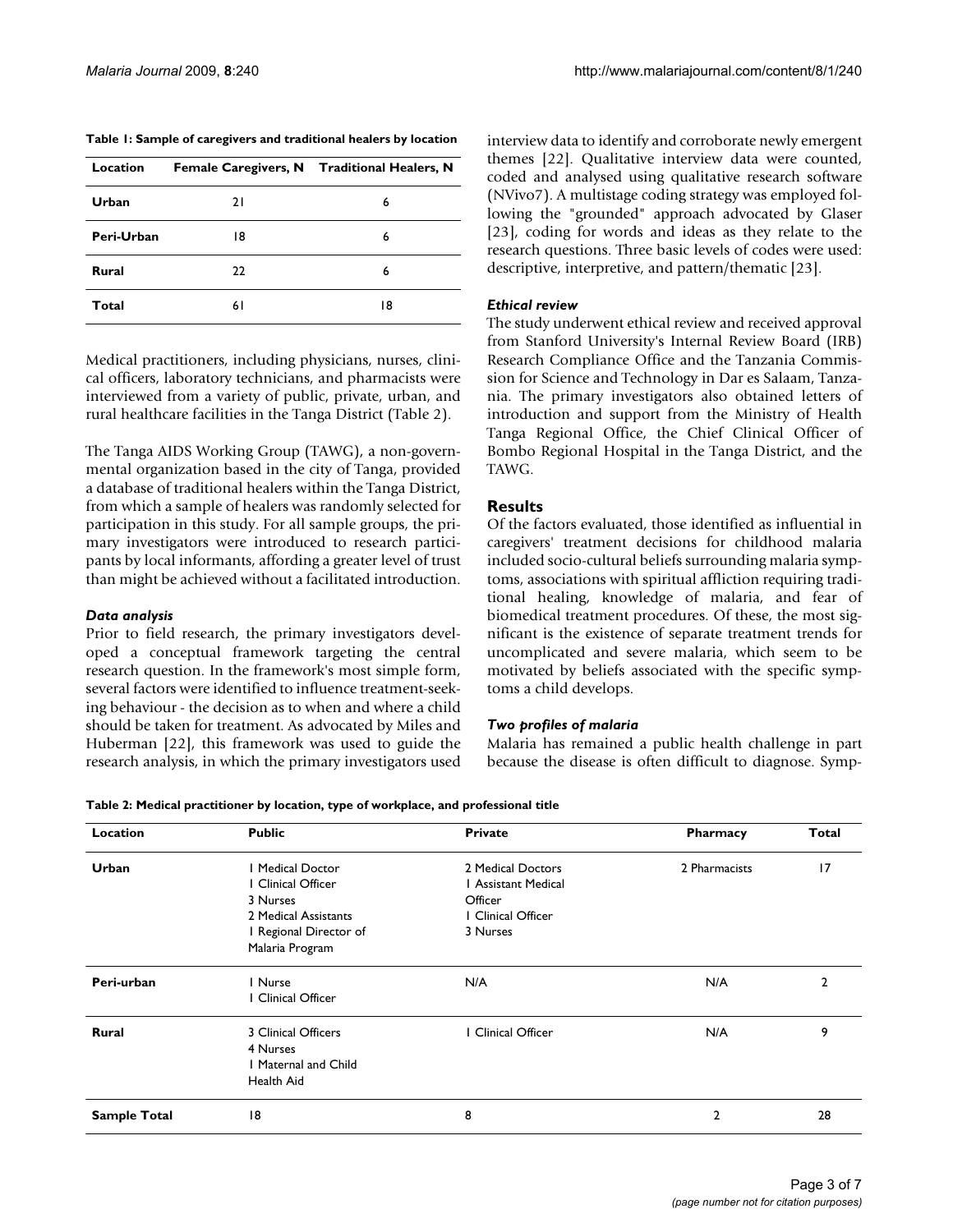**Table 1: Sample of caregivers and traditional healers by location**

| Location | Female Caregivers, N | Traditional Healers, N |
| --- | --- | --- |
| **Urban** | 21 | 6 |
| **Peri-Urban** | 18 | 6 |
| **Rural** | 22 | 6 |
| **Total** | 61 | 18 |

Medical practitioners, including physicians, nurses, clinical officers, laboratory technicians, and pharmacists were interviewed from a variety of public, private, urban, and rural healthcare facilities in the Tanga District (Table 2).

The Tanga AIDS Working Group (TAWG), a non-governmental organization based in the city of Tanga, provided a database of traditional healers within the Tanga District, from which a sample of healers was randomly selected for participation in this study. For all sample groups, the primary investigators were introduced to research participants by local informants, affording a greater level of trust than might be achieved without a facilitated introduction.

### *Data analysis*

Prior to field research, the primary investigators developed a conceptual framework targeting the central research question. In the framework's most simple form, several factors were identified to influence treatment-seeking behaviour - the decision as to when and where a child should be taken for treatment. As advocated by Miles and Huberman [22], this framework was used to guide the research analysis, in which the primary investigators used interview data to identify and corroborate newly emergent themes [22]. Qualitative interview data were counted, coded and analysed using qualitative research software (NVivo7). A multistage coding strategy was employed following the "grounded" approach advocated by Glaser [23], coding for words and ideas as they relate to the research questions. Three basic levels of codes were used: descriptive, interpretive, and pattern/thematic [23].

### *Ethical review*

The study underwent ethical review and received approval from Stanford University's Internal Review Board (IRB) Research Compliance Office and the Tanzania Commission for Science and Technology in Dar es Salaam, Tanzania. The primary investigators also obtained letters of introduction and support from the Ministry of Health Tanga Regional Office, the Chief Clinical Officer of Bombo Regional Hospital in the Tanga District, and the TAWG.

## Results

Of the factors evaluated, those identified as influential in caregivers' treatment decisions for childhood malaria included socio-cultural beliefs surrounding malaria symptoms, associations with spiritual affliction requiring traditional healing, knowledge of malaria, and fear of biomedical treatment procedures. Of these, the most significant is the existence of separate treatment trends for uncomplicated and severe malaria, which seem to be motivated by beliefs associated with the specific symptoms a child develops.

### *Two profiles of malaria*

Malaria has remained a public health challenge in part because the disease is often difficult to diagnose. Symp-

**Table 2: Medical practitioner by location, type of workplace, and professional title**

| Location | Public | Private | Pharmacy | Total |
| --- | --- | --- | --- | --- |
| **Urban** | 1 Medical Doctor<br>1 Clinical Officer<br>3 Nurses<br>2 Medical Assistants<br>1 Regional Director of Malaria Program | 2 Medical Doctors<br>1 Assistant Medical Officer<br>1 Clinical Officer<br>3 Nurses | 2 Pharmacists | 17 |
| **Peri-urban** | 1 Nurse<br>1 Clinical Officer | N/A | N/A | 2 |
| **Rural** | 3 Clinical Officers<br>4 Nurses<br>1 Maternal and Child Health Aid | 1 Clinical Officer | N/A | 9 |
| **Sample Total** | 18 | 8 | 2 | 28 |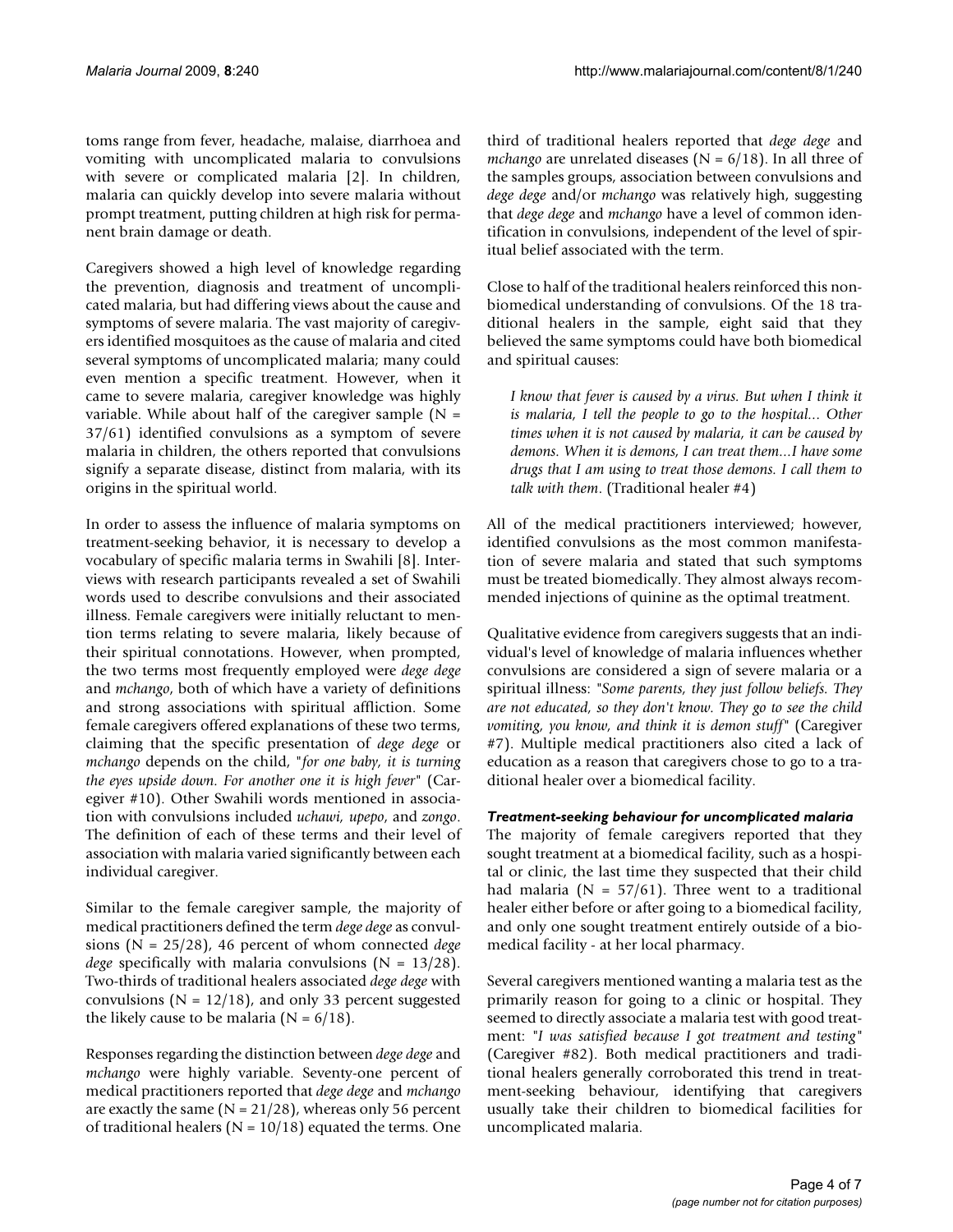toms range from fever, headache, malaise, diarrhoea and vomiting with uncomplicated malaria to convulsions with severe or complicated malaria [2]. In children, malaria can quickly develop into severe malaria without prompt treatment, putting children at high risk for permanent brain damage or death.

Caregivers showed a high level of knowledge regarding the prevention, diagnosis and treatment of uncomplicated malaria, but had differing views about the cause and symptoms of severe malaria. The vast majority of caregivers identified mosquitoes as the cause of malaria and cited several symptoms of uncomplicated malaria; many could even mention a specific treatment. However, when it came to severe malaria, caregiver knowledge was highly variable. While about half of the caregiver sample (N = 37/61) identified convulsions as a symptom of severe malaria in children, the others reported that convulsions signify a separate disease, distinct from malaria, with its origins in the spiritual world.

In order to assess the influence of malaria symptoms on treatment-seeking behavior, it is necessary to develop a vocabulary of specific malaria terms in Swahili [8]. Interviews with research participants revealed a set of Swahili words used to describe convulsions and their associated illness. Female caregivers were initially reluctant to mention terms relating to severe malaria, likely because of their spiritual connotations. However, when prompted, the two terms most frequently employed were *dege dege* and *mchango*, both of which have a variety of definitions and strong associations with spiritual affliction. Some female caregivers offered explanations of these two terms, claiming that the specific presentation of *dege dege* or *mchango* depends on the child, "*for one baby, it is turning the eyes upside down. For another one it is high fever*" (Caregiver #10). Other Swahili words mentioned in association with convulsions included *uchawi, upepo*, and *zongo*. The definition of each of these terms and their level of association with malaria varied significantly between each individual caregiver.

Similar to the female caregiver sample, the majority of medical practitioners defined the term *dege dege* as convulsions (N = 25/28), 46 percent of whom connected *dege dege* specifically with malaria convulsions (N = 13/28). Two-thirds of traditional healers associated *dege dege* with convulsions (N = 12/18), and only 33 percent suggested the likely cause to be malaria (N = 6/18).

Responses regarding the distinction between *dege dege* and *mchango* were highly variable. Seventy-one percent of medical practitioners reported that *dege dege* and *mchango* are exactly the same (N = 21/28), whereas only 56 percent of traditional healers (N = 10/18) equated the terms. One third of traditional healers reported that *dege dege* and *mchango* are unrelated diseases (N = 6/18). In all three of the samples groups, association between convulsions and *dege dege* and/or *mchango* was relatively high, suggesting that *dege dege* and *mchango* have a level of common identification in convulsions, independent of the level of spiritual belief associated with the term.

Close to half of the traditional healers reinforced this non-biomedical understanding of convulsions. Of the 18 traditional healers in the sample, eight said that they believed the same symptoms could have both biomedical and spiritual causes:

> *I know that fever is caused by a virus. But when I think it is malaria, I tell the people to go to the hospital... Other times when it is not caused by malaria, it can be caused by demons. When it is demons, I can treat them...I have some drugs that I am using to treat those demons. I call them to talk with them*. (Traditional healer #4)

All of the medical practitioners interviewed; however, identified convulsions as the most common manifestation of severe malaria and stated that such symptoms must be treated biomedically. They almost always recommended injections of quinine as the optimal treatment.

Qualitative evidence from caregivers suggests that an individual's level of knowledge of malaria influences whether convulsions are considered a sign of severe malaria or a spiritual illness: "*Some parents, they just follow beliefs. They are not educated, so they don't know. They go to see the child vomiting, you know, and think it is demon stuff*" (Caregiver #7). Multiple medical practitioners also cited a lack of education as a reason that caregivers chose to go to a traditional healer over a biomedical facility.

### *Treatment-seeking behaviour for uncomplicated malaria*

The majority of female caregivers reported that they sought treatment at a biomedical facility, such as a hospital or clinic, the last time they suspected that their child had malaria (N = 57/61). Three went to a traditional healer either before or after going to a biomedical facility, and only one sought treatment entirely outside of a biomedical facility - at her local pharmacy.

Several caregivers mentioned wanting a malaria test as the primarily reason for going to a clinic or hospital. They seemed to directly associate a malaria test with good treatment: "*I was satisfied because I got treatment and testing*" (Caregiver #82). Both medical practitioners and traditional healers generally corroborated this trend in treatment-seeking behaviour, identifying that caregivers usually take their children to biomedical facilities for uncomplicated malaria.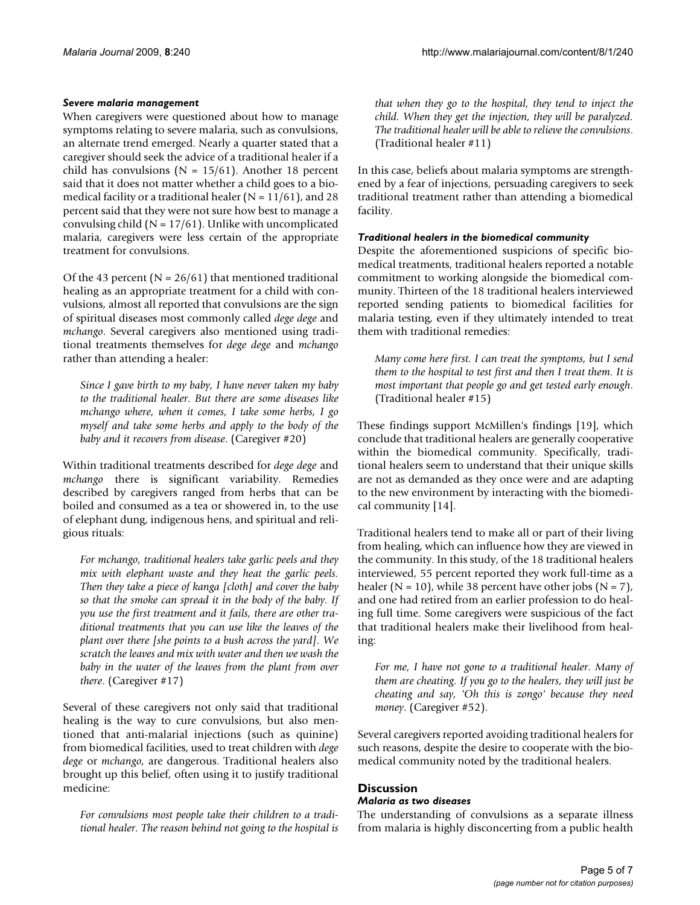#### *Severe malaria management*

When caregivers were questioned about how to manage symptoms relating to severe malaria, such as convulsions, an alternate trend emerged. Nearly a quarter stated that a caregiver should seek the advice of a traditional healer if a child has convulsions (N = 15/61). Another 18 percent said that it does not matter whether a child goes to a biomedical facility or a traditional healer (N = 11/61), and 28 percent said that they were not sure how best to manage a convulsing child (N = 17/61). Unlike with uncomplicated malaria, caregivers were less certain of the appropriate treatment for convulsions.

Of the 43 percent (N = 26/61) that mentioned traditional healing as an appropriate treatment for a child with convulsions, almost all reported that convulsions are the sign of spiritual diseases most commonly called *dege dege* and *mchango*. Several caregivers also mentioned using traditional treatments themselves for *dege dege* and *mchango* rather than attending a healer:

> *Since I gave birth to my baby, I have never taken my baby to the traditional healer. But there are some diseases like mchango where, when it comes, I take some herbs, I go myself and take some herbs and apply to the body of the baby and it recovers from disease*. (Caregiver #20)

Within traditional treatments described for *dege dege* and *mchango* there is significant variability. Remedies described by caregivers ranged from herbs that can be boiled and consumed as a tea or showered in, to the use of elephant dung, indigenous hens, and spiritual and religious rituals:

> *For mchango, traditional healers take garlic peels and they mix with elephant waste and they heat the garlic peels. Then they take a piece of kanga [cloth] and cover the baby so that the smoke can spread it in the body of the baby. If you use the first treatment and it fails, there are other traditional treatments that you can use like the leaves of the plant over there [she points to a bush across the yard]. We scratch the leaves and mix with water and then we wash the baby in the water of the leaves from the plant from over there*. (Caregiver #17)

Several of these caregivers not only said that traditional healing is the way to cure convulsions, but also mentioned that anti-malarial injections (such as quinine) from biomedical facilities, used to treat children with *dege dege* or *mchango*, are dangerous. Traditional healers also brought up this belief, often using it to justify traditional medicine:

> *For convulsions most people take their children to a traditional healer. The reason behind not going to the hospital is that when they go to the hospital, they tend to inject the child. When they get the injection, they will be paralyzed. The traditional healer will be able to relieve the convulsions*. (Traditional healer #11)

In this case, beliefs about malaria symptoms are strengthened by a fear of injections, persuading caregivers to seek traditional treatment rather than attending a biomedical facility.

#### *Traditional healers in the biomedical community*

Despite the aforementioned suspicions of specific biomedical treatments, traditional healers reported a notable commitment to working alongside the biomedical community. Thirteen of the 18 traditional healers interviewed reported sending patients to biomedical facilities for malaria testing, even if they ultimately intended to treat them with traditional remedies:

> *Many come here first. I can treat the symptoms, but I send them to the hospital to test first and then I treat them. It is most important that people go and get tested early enough*. (Traditional healer #15)

These findings support McMillen's findings [19], which conclude that traditional healers are generally cooperative within the biomedical community. Specifically, traditional healers seem to understand that their unique skills are not as demanded as they once were and are adapting to the new environment by interacting with the biomedical community [14].

Traditional healers tend to make all or part of their living from healing, which can influence how they are viewed in the community. In this study, of the 18 traditional healers interviewed, 55 percent reported they work full-time as a healer (N = 10), while 38 percent have other jobs (N = 7), and one had retired from an earlier profession to do healing full time. Some caregivers were suspicious of the fact that traditional healers make their livelihood from healing:

> *For me, I have not gone to a traditional healer. Many of them are cheating. If you go to the healers, they will just be cheating and say, 'Oh this is zongo' because they need money*. (Caregiver #52).

Several caregivers reported avoiding traditional healers for such reasons, despite the desire to cooperate with the biomedical community noted by the traditional healers.

## Discussion

#### *Malaria as two diseases*

The understanding of convulsions as a separate illness from malaria is highly disconcerting from a public health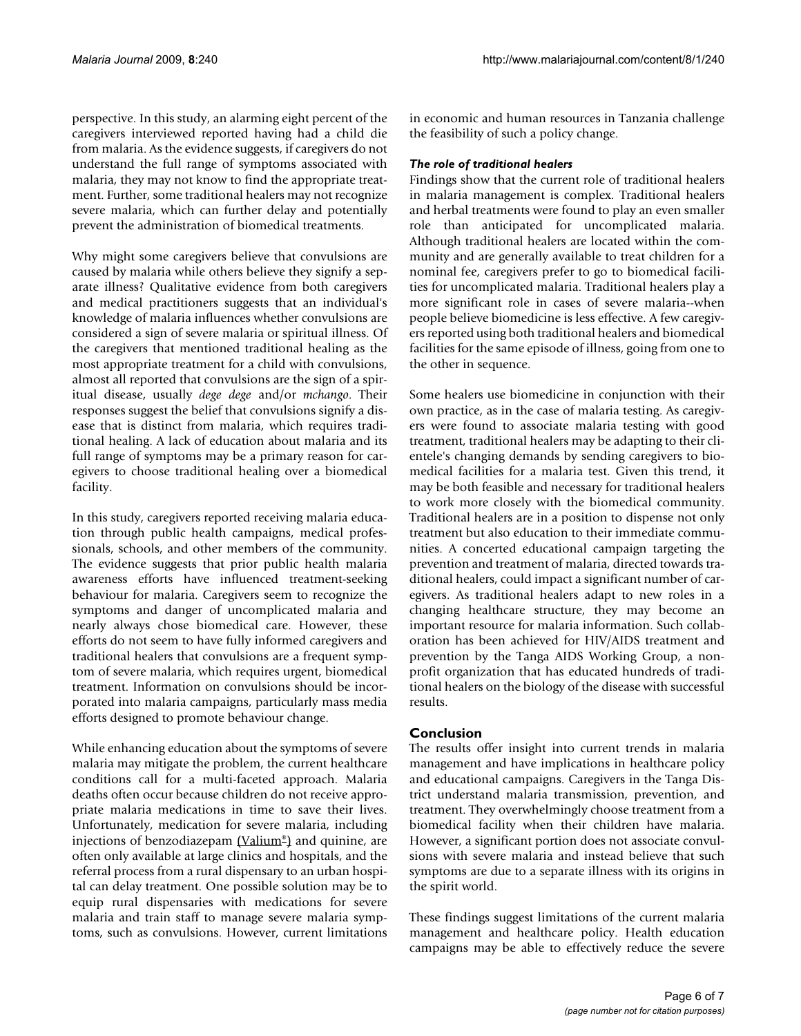perspective. In this study, an alarming eight percent of the caregivers interviewed reported having had a child die from malaria. As the evidence suggests, if caregivers do not understand the full range of symptoms associated with malaria, they may not know to find the appropriate treatment. Further, some traditional healers may not recognize severe malaria, which can further delay and potentially prevent the administration of biomedical treatments.

Why might some caregivers believe that convulsions are caused by malaria while others believe they signify a separate illness? Qualitative evidence from both caregivers and medical practitioners suggests that an individual's knowledge of malaria influences whether convulsions are considered a sign of severe malaria or spiritual illness. Of the caregivers that mentioned traditional healing as the most appropriate treatment for a child with convulsions, almost all reported that convulsions are the sign of a spiritual disease, usually *dege dege* and/or *mchango*. Their responses suggest the belief that convulsions signify a disease that is distinct from malaria, which requires traditional healing. A lack of education about malaria and its full range of symptoms may be a primary reason for caregivers to choose traditional healing over a biomedical facility.

In this study, caregivers reported receiving malaria education through public health campaigns, medical professionals, schools, and other members of the community. The evidence suggests that prior public health malaria awareness efforts have influenced treatment-seeking behaviour for malaria. Caregivers seem to recognize the symptoms and danger of uncomplicated malaria and nearly always chose biomedical care. However, these efforts do not seem to have fully informed caregivers and traditional healers that convulsions are a frequent symptom of severe malaria, which requires urgent, biomedical treatment. Information on convulsions should be incorporated into malaria campaigns, particularly mass media efforts designed to promote behaviour change.

While enhancing education about the symptoms of severe malaria may mitigate the problem, the current healthcare conditions call for a multi-faceted approach. Malaria deaths often occur because children do not receive appropriate malaria medications in time to save their lives. Unfortunately, medication for severe malaria, including injections of benzodiazepam (Valium®) and quinine, are often only available at large clinics and hospitals, and the referral process from a rural dispensary to an urban hospital can delay treatment. One possible solution may be to equip rural dispensaries with medications for severe malaria and train staff to manage severe malaria symptoms, such as convulsions. However, current limitations in economic and human resources in Tanzania challenge the feasibility of such a policy change.

### *The role of traditional healers*

Findings show that the current role of traditional healers in malaria management is complex. Traditional healers and herbal treatments were found to play an even smaller role than anticipated for uncomplicated malaria. Although traditional healers are located within the community and are generally available to treat children for a nominal fee, caregivers prefer to go to biomedical facilities for uncomplicated malaria. Traditional healers play a more significant role in cases of severe malaria--when people believe biomedicine is less effective. A few caregivers reported using both traditional healers and biomedical facilities for the same episode of illness, going from one to the other in sequence.

Some healers use biomedicine in conjunction with their own practice, as in the case of malaria testing. As caregivers were found to associate malaria testing with good treatment, traditional healers may be adapting to their clientele's changing demands by sending caregivers to biomedical facilities for a malaria test. Given this trend, it may be both feasible and necessary for traditional healers to work more closely with the biomedical community. Traditional healers are in a position to dispense not only treatment but also education to their immediate communities. A concerted educational campaign targeting the prevention and treatment of malaria, directed towards traditional healers, could impact a significant number of caregivers. As traditional healers adapt to new roles in a changing healthcare structure, they may become an important resource for malaria information. Such collaboration has been achieved for HIV/AIDS treatment and prevention by the Tanga AIDS Working Group, a non-profit organization that has educated hundreds of traditional healers on the biology of the disease with successful results.

## Conclusion

The results offer insight into current trends in malaria management and have implications in healthcare policy and educational campaigns. Caregivers in the Tanga District understand malaria transmission, prevention, and treatment. They overwhelmingly choose treatment from a biomedical facility when their children have malaria. However, a significant portion does not associate convulsions with severe malaria and instead believe that such symptoms are due to a separate illness with its origins in the spirit world.

These findings suggest limitations of the current malaria management and healthcare policy. Health education campaigns may be able to effectively reduce the severe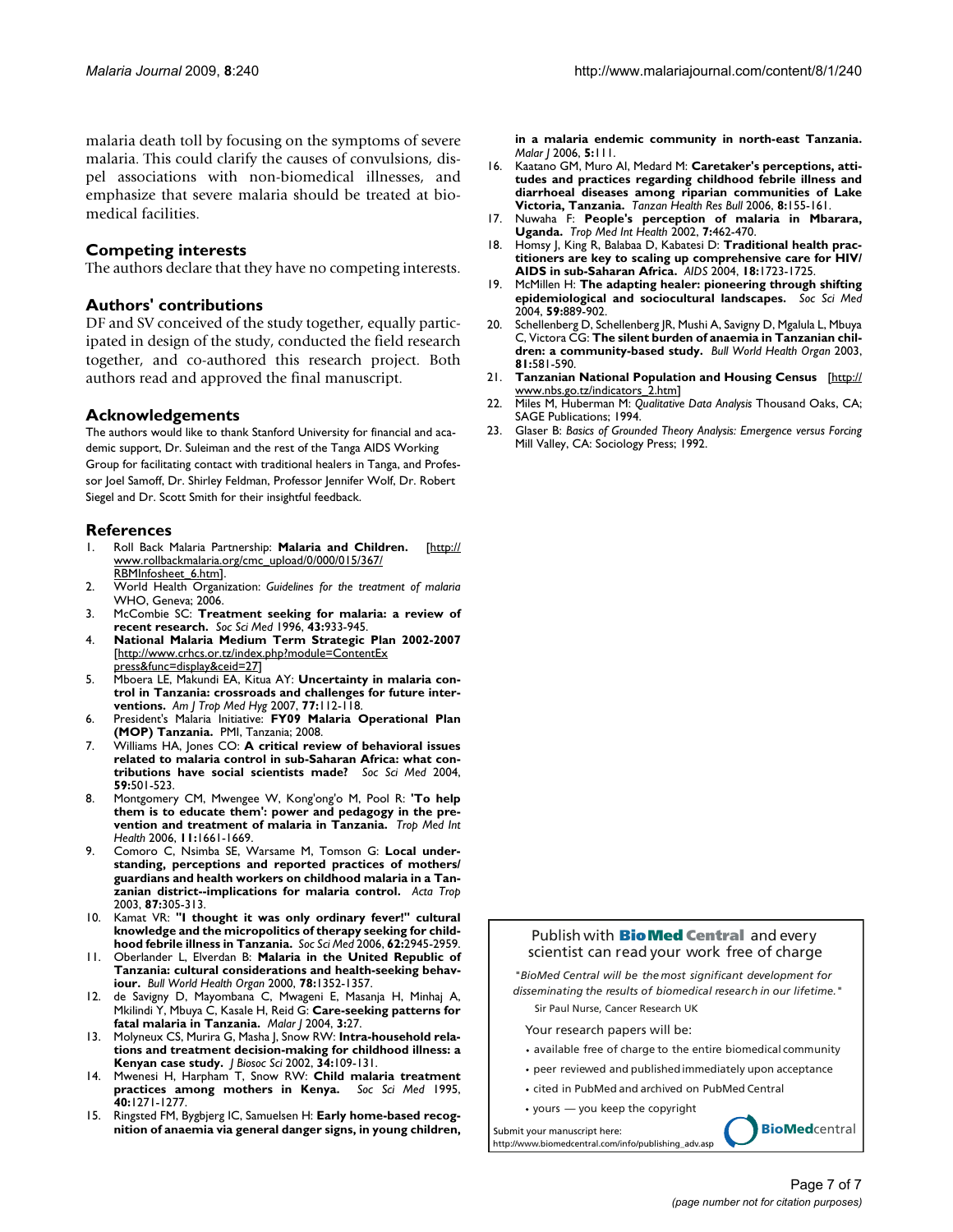malaria death toll by focusing on the symptoms of severe malaria. This could clarify the causes of convulsions, dispel associations with non-biomedical illnesses, and emphasize that severe malaria should be treated at biomedical facilities.

## Competing interests

The authors declare that they have no competing interests.

## Authors' contributions

DF and SV conceived of the study together, equally participated in design of the study, conducted the field research together, and co-authored this research project. Both authors read and approved the final manuscript.

## Acknowledgements

The authors would like to thank Stanford University for financial and academic support, Dr. Suleiman and the rest of the Tanga AIDS Working Group for facilitating contact with traditional healers in Tanga, and Professor Joel Samoff, Dr. Shirley Feldman, Professor Jennifer Wolf, Dr. Robert Siegel and Dr. Scott Smith for their insightful feedback.

## References

1. Roll Back Malaria Partnership: **Malaria and Children.** [http://www.rollbackmalaria.org/cmc_upload/0/000/015/367/RBMInfosheet_6.htm].
2. World Health Organization: *Guidelines for the treatment of malaria* WHO, Geneva; 2006.
3. McCombie SC: **Treatment seeking for malaria: a review of recent research.** *Soc Sci Med* 1996, **43:**933-945.
4. **National Malaria Medium Term Strategic Plan 2002-2007** [http://www.crhcs.or.tz/index.php?module=ContentExpress&func=display&ceid=27]
5. Mboera LE, Makundi EA, Kitua AY: **Uncertainty in malaria control in Tanzania: crossroads and challenges for future interventions.** *Am J Trop Med Hyg* 2007, **77:**112-118.
6. President's Malaria Initiative: **FY09 Malaria Operational Plan (MOP) Tanzania.** PMI, Tanzania; 2008.
7. Williams HA, Jones CO: **A critical review of behavioral issues related to malaria control in sub-Saharan Africa: what contributions have social scientists made?** *Soc Sci Med* 2004, **59:**501-523.
8. Montgomery CM, Mwengee W, Kong'ong'o M, Pool R: **'To help them is to educate them': power and pedagogy in the prevention and treatment of malaria in Tanzania.** *Trop Med Int Health* 2006, **11:**1661-1669.
9. Comoro C, Nsimba SE, Warsame M, Tomson G: **Local understanding, perceptions and reported practices of mothers/guardians and health workers on childhood malaria in a Tanzanian district--implications for malaria control.** *Acta Trop* 2003, **87:**305-313.
10. Kamat VR: **"I thought it was only ordinary fever!" cultural knowledge and the micropolitics of therapy seeking for childhood febrile illness in Tanzania.** *Soc Sci Med* 2006, **62:**2945-2959.
11. Oberlander L, Elverdan B: **Malaria in the United Republic of Tanzania: cultural considerations and health-seeking behaviour.** *Bull World Health Organ* 2000, **78:**1352-1357.
12. de Savigny D, Mayombana C, Mwageni E, Masanja H, Minhaj A, Mkilindi Y, Mbuya C, Kasale H, Reid G: **Care-seeking patterns for fatal malaria in Tanzania.** *Malar J* 2004, **3:**27.
13. Molyneux CS, Murira G, Masha J, Snow RW: **Intra-household relations and treatment decision-making for childhood illness: a Kenyan case study.** *J Biosoc Sci* 2002, **34:**109-131.
14. Mwenesi H, Harpham T, Snow RW: **Child malaria treatment practices among mothers in Kenya.** *Soc Sci Med* 1995, **40:**1271-1277.
15. Ringsted FM, Bygbjerg IC, Samuelsen H: **Early home-based recognition of anaemia via general danger signs, in young children, in a malaria endemic community in north-east Tanzania.** *Malar J* 2006, **5:**111.
16. Kaatano GM, Muro AI, Medard M: **Caretaker's perceptions, attitudes and practices regarding childhood febrile illness and diarrhoeal diseases among riparian communities of Lake Victoria, Tanzania.** *Tanzan Health Res Bull* 2006, **8:**155-161.
17. Nuwaha F: **People's perception of malaria in Mbarara, Uganda.** *Trop Med Int Health* 2002, **7:**462-470.
18. Homsy J, King R, Balabaa D, Kabatesi D: **Traditional health practitioners are key to scaling up comprehensive care for HIV/AIDS in sub-Saharan Africa.** *AIDS* 2004, **18:**1723-1725.
19. McMillen H: **The adapting healer: pioneering through shifting epidemiological and sociocultural landscapes.** *Soc Sci Med* 2004, **59:**889-902.
20. Schellenberg D, Schellenberg JR, Mushi A, Savigny D, Mgalula L, Mbuya C, Victora CG: **The silent burden of anaemia in Tanzanian children: a community-based study.** *Bull World Health Organ* 2003, **81:**581-590.
21. **Tanzanian National Population and Housing Census** [http://www.nbs.go.tz/indicators_2.htm]
22. Miles M, Huberman M: *Qualitative Data Analysis* Thousand Oaks, CA; SAGE Publications; 1994.
23. Glaser B: *Basics of Grounded Theory Analysis: Emergence versus Forcing* Mill Valley, CA: Sociology Press; 1992.

Publish with **BioMed Central** and every scientist can read your work free of charge

*"BioMed Central will be the most significant development for disseminating the results of biomedical research in our lifetime."*
Sir Paul Nurse, Cancer Research UK

Your research papers will be:

- available free of charge to the entire biomedical community
- peer reviewed and published immediately upon acceptance
- cited in PubMed and archived on PubMed Central
- yours — you keep the copyright

Submit your manuscript here:
http://www.biomedcentral.com/info/publishing_adv.asp

**BioMed**central